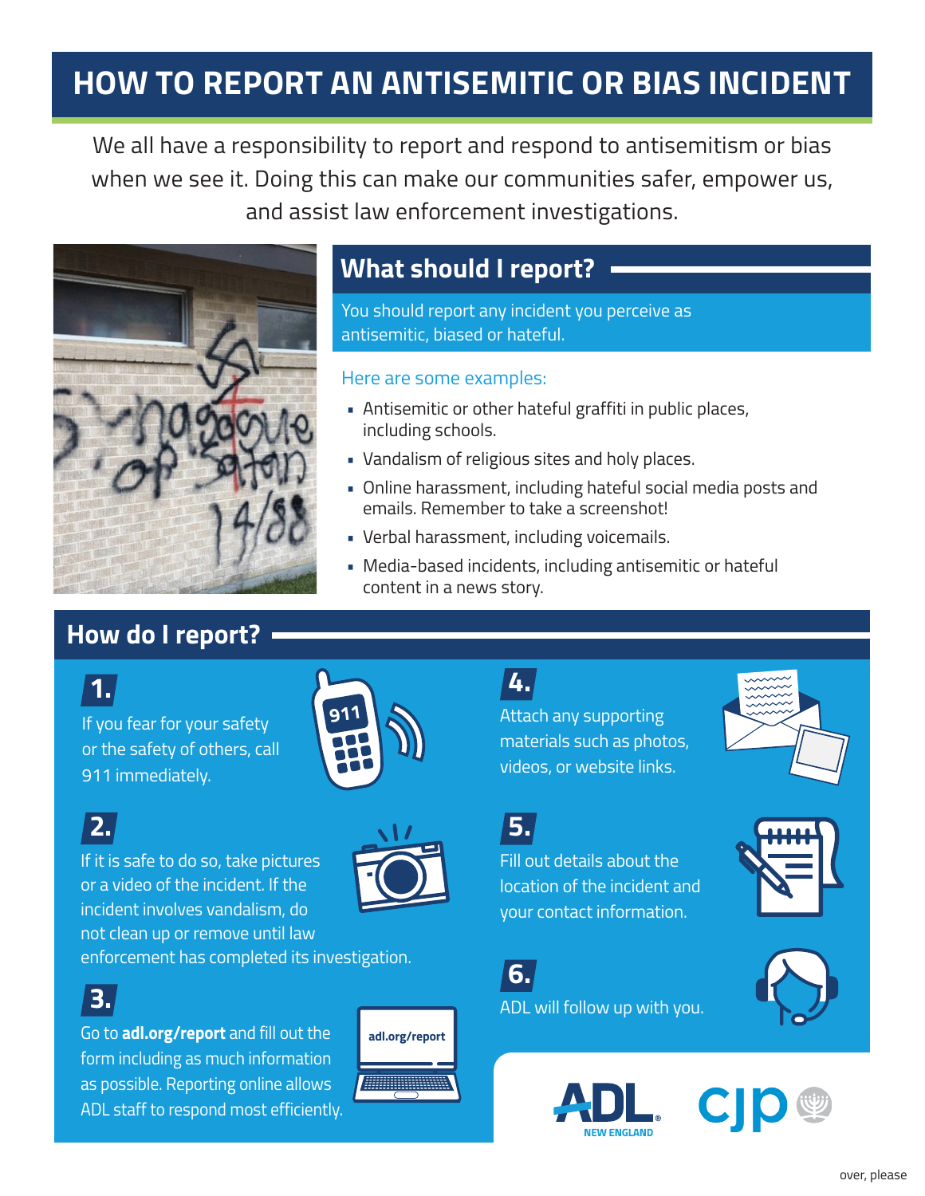# HOW TO REPORT AN ANTISEMITIC OR BIAS INCIDENT

We all have a responsibility to report and respond to antisemitism or bias when we see it. Doing this can make our communities safer, empower us, and assist law enforcement investigations.

## What should I report?

You should report any incident you perceive as antisemitic, biased or hateful.

Here are some examples:

- Antisemitic or other hateful graffiti in public places, including schools.
- Vandalism of religious sites and holy places.
- Online harassment, including hateful social media posts and emails. Remember to take a screenshot!
- Verbal harassment, including voicemails.
- Media-based incidents, including antisemitic or hateful content in a news story.

## How do I report?

**1.** If you fear for your safety or the safety of others, call 911 immediately.

**2.** If it is safe to do so, take pictures or a video of the incident. If the incident involves vandalism, do not clean up or remove until law enforcement has completed its investigation.

**3.** Go to **adl.org/report** and fill out the form including as much information as possible. Reporting online allows ADL staff to respond most efficiently.

**4.** Attach any supporting materials such as photos, videos, or website links.

**5.** Fill out details about the location of the incident and your contact information.

**6.** ADL will follow up with you.

ADL NEW ENGLAND | cjp

over, please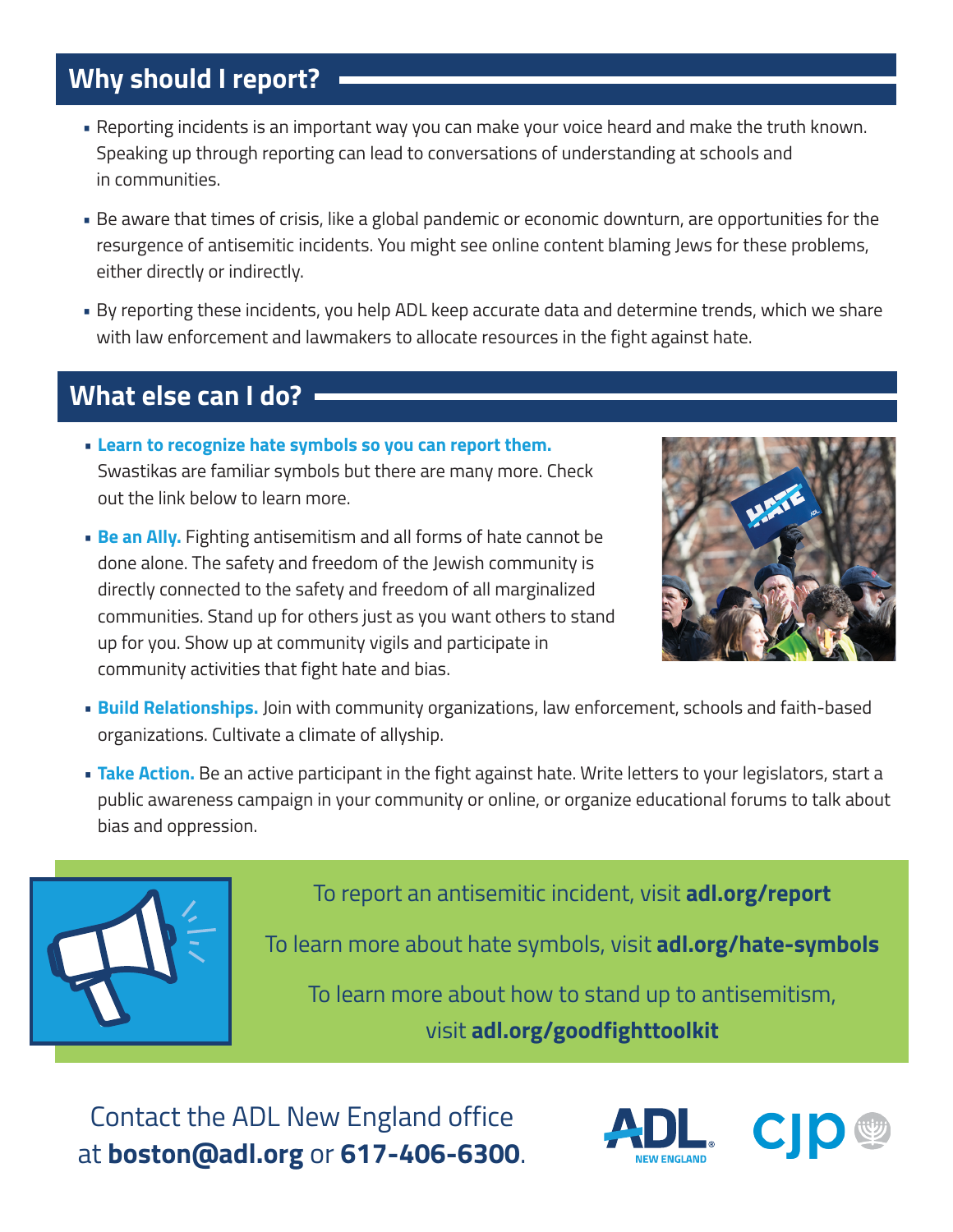## Why should I report?

- Reporting incidents is an important way you can make your voice heard and make the truth known. Speaking up through reporting can lead to conversations of understanding at schools and in communities.
- Be aware that times of crisis, like a global pandemic or economic downturn, are opportunities for the resurgence of antisemitic incidents. You might see online content blaming Jews for these problems, either directly or indirectly.
- By reporting these incidents, you help ADL keep accurate data and determine trends, which we share with law enforcement and lawmakers to allocate resources in the fight against hate.

## What else can I do?

- **Learn to recognize hate symbols so you can report them.** Swastikas are familiar symbols but there are many more. Check out the link below to learn more.
- **Be an Ally.** Fighting antisemitism and all forms of hate cannot be done alone. The safety and freedom of the Jewish community is directly connected to the safety and freedom of all marginalized communities. Stand up for others just as you want others to stand up for you. Show up at community vigils and participate in community activities that fight hate and bias.
- **Build Relationships.** Join with community organizations, law enforcement, schools and faith-based organizations. Cultivate a climate of allyship.
- **Take Action.** Be an active participant in the fight against hate. Write letters to your legislators, start a public awareness campaign in your community or online, or organize educational forums to talk about bias and oppression.

To report an antisemitic incident, visit **adl.org/report**

To learn more about hate symbols, visit **adl.org/hate-symbols**

To learn more about how to stand up to antisemitism, visit **adl.org/goodfighttoolkit**

Contact the ADL New England office at **boston@adl.org** or **617-406-6300**.

ADL NEW ENGLAND cjp